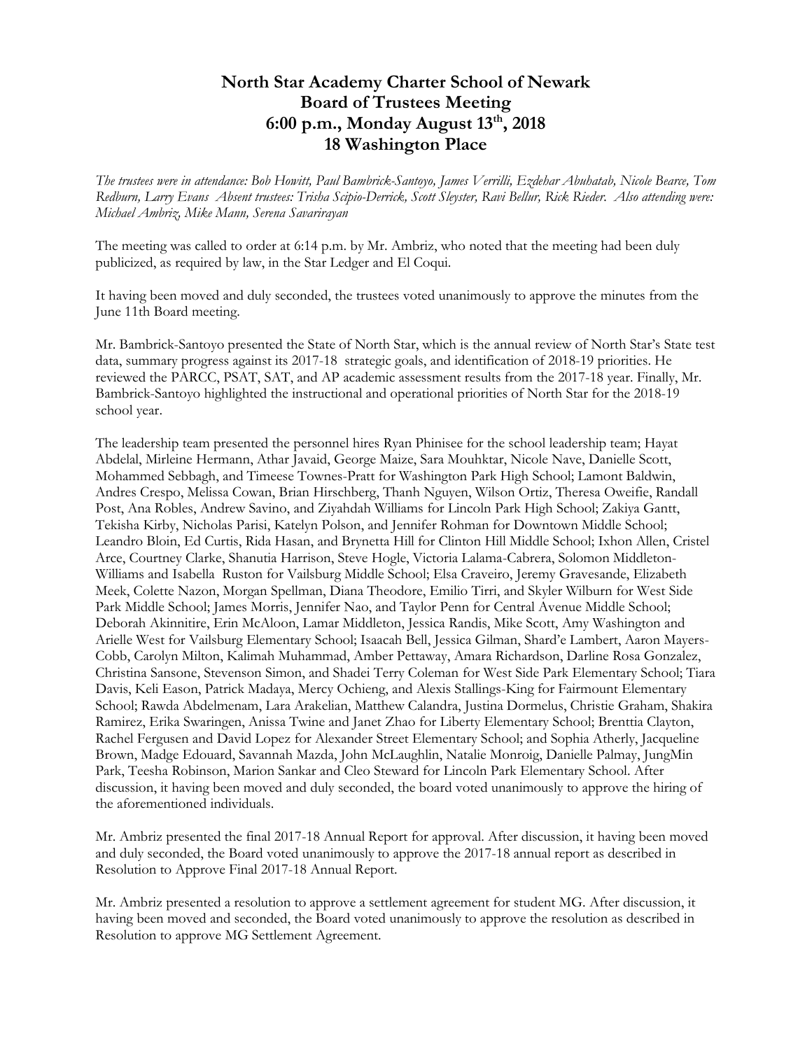# North Star Academy Charter School of Newark
## Board of Trustees Meeting
## 6:00 p.m., Monday August 13th, 2018
## 18 Washington Place

*The trustees were in attendance: Bob Howitt, Paul Bambrick-Santoyo, James Verrilli, Ezdehar Abuhatab, Nicole Bearce, Tom Redburn, Larry Evans Absent trustees: Trisha Scipio-Derrick, Scott Sleyster, Ravi Bellur, Rick Rieder. Also attending were: Michael Ambriz, Mike Mann, Serena Savarirayan*

The meeting was called to order at 6:14 p.m. by Mr. Ambriz, who noted that the meeting had been duly publicized, as required by law, in the Star Ledger and El Coqui.

It having been moved and duly seconded, the trustees voted unanimously to approve the minutes from the June 11th Board meeting.

Mr. Bambrick-Santoyo presented the State of North Star, which is the annual review of North Star's State test data, summary progress against its 2017-18 strategic goals, and identification of 2018-19 priorities. He reviewed the PARCC, PSAT, SAT, and AP academic assessment results from the 2017-18 year. Finally, Mr. Bambrick-Santoyo highlighted the instructional and operational priorities of North Star for the 2018-19 school year.

The leadership team presented the personnel hires Ryan Phinisee for the school leadership team; Hayat Abdelal, Mirleine Hermann, Athar Javaid, George Maize, Sara Mouhktar, Nicole Nave, Danielle Scott, Mohammed Sebbagh, and Timeese Townes-Pratt for Washington Park High School; Lamont Baldwin, Andres Crespo, Melissa Cowan, Brian Hirschberg, Thanh Nguyen, Wilson Ortiz, Theresa Oweifie, Randall Post, Ana Robles, Andrew Savino, and Ziyahdah Williams for Lincoln Park High School; Zakiya Gantt, Tekisha Kirby, Nicholas Parisi, Katelyn Polson, and Jennifer Rohman for Downtown Middle School; Leandro Bloin, Ed Curtis, Rida Hasan, and Brynetta Hill for Clinton Hill Middle School; Ixhon Allen, Cristel Arce, Courtney Clarke, Shanutia Harrison, Steve Hogle, Victoria Lalama-Cabrera, Solomon Middleton-Williams and Isabella Ruston for Vailsburg Middle School; Elsa Craveiro, Jeremy Gravesande, Elizabeth Meek, Colette Nazon, Morgan Spellman, Diana Theodore, Emilio Tirri, and Skyler Wilburn for West Side Park Middle School; James Morris, Jennifer Nao, and Taylor Penn for Central Avenue Middle School; Deborah Akinnitire, Erin McAloon, Lamar Middleton, Jessica Randis, Mike Scott, Amy Washington and Arielle West for Vailsburg Elementary School; Isaacah Bell, Jessica Gilman, Shard'e Lambert, Aaron Mayers-Cobb, Carolyn Milton, Kalimah Muhammad, Amber Pettaway, Amara Richardson, Darline Rosa Gonzalez, Christina Sansone, Stevenson Simon, and Shadei Terry Coleman for West Side Park Elementary School; Tiara Davis, Keli Eason, Patrick Madaya, Mercy Ochieng, and Alexis Stallings-King for Fairmount Elementary School; Rawda Abdelmenam, Lara Arakelian, Matthew Calandra, Justina Dormelus, Christie Graham, Shakira Ramirez, Erika Swaringen, Anissa Twine and Janet Zhao for Liberty Elementary School; Brenttia Clayton, Rachel Fergusen and David Lopez for Alexander Street Elementary School; and Sophia Atherly, Jacqueline Brown, Madge Edouard, Savannah Mazda, John McLaughlin, Natalie Monroig, Danielle Palmay, JungMin Park, Teesha Robinson, Marion Sankar and Cleo Steward for Lincoln Park Elementary School. After discussion, it having been moved and duly seconded, the board voted unanimously to approve the hiring of the aforementioned individuals.

Mr. Ambriz presented the final 2017-18 Annual Report for approval. After discussion, it having been moved and duly seconded, the Board voted unanimously to approve the 2017-18 annual report as described in Resolution to Approve Final 2017-18 Annual Report.

Mr. Ambriz presented a resolution to approve a settlement agreement for student MG. After discussion, it having been moved and seconded, the Board voted unanimously to approve the resolution as described in Resolution to approve MG Settlement Agreement.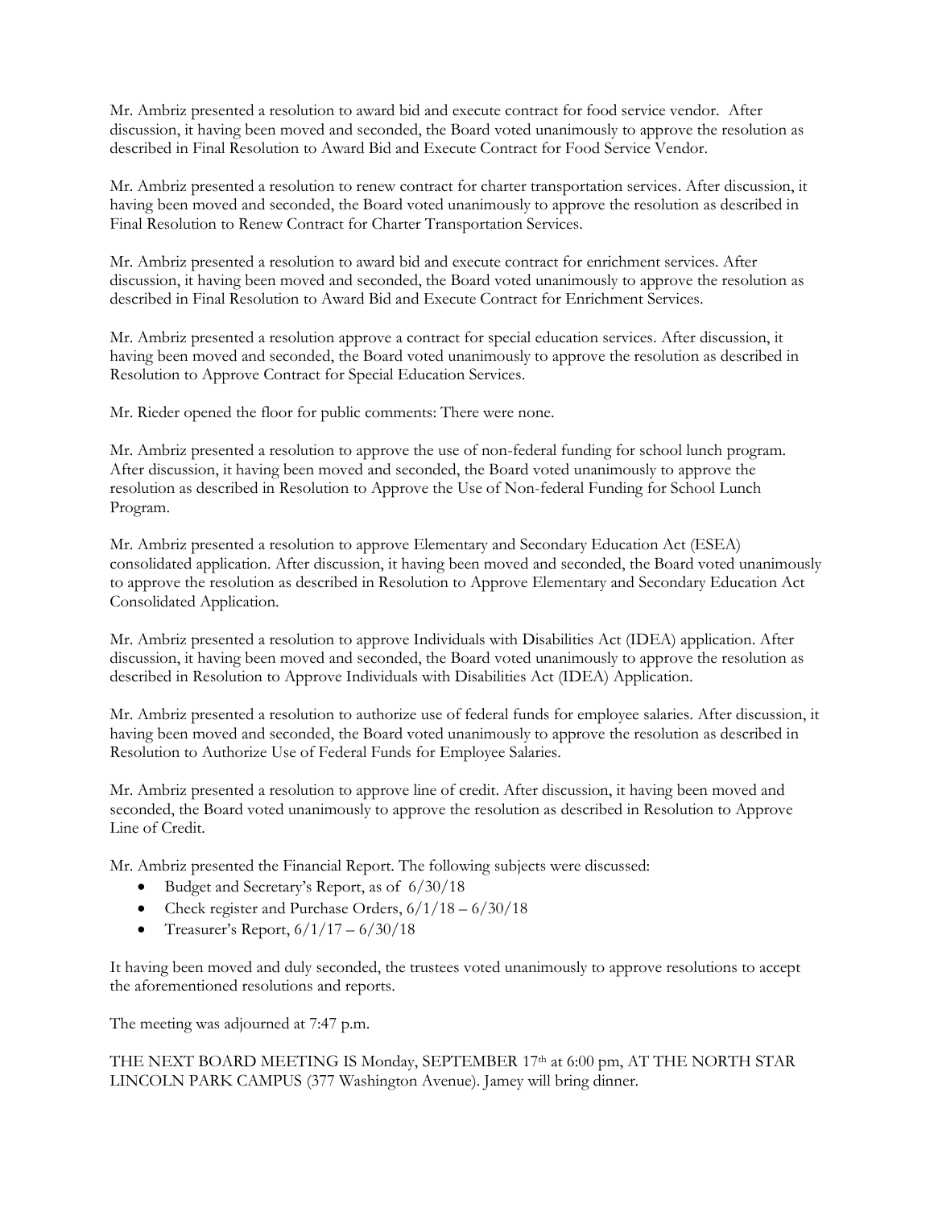Mr. Ambriz presented a resolution to award bid and execute contract for food service vendor. After discussion, it having been moved and seconded, the Board voted unanimously to approve the resolution as described in Final Resolution to Award Bid and Execute Contract for Food Service Vendor.

Mr. Ambriz presented a resolution to renew contract for charter transportation services. After discussion, it having been moved and seconded, the Board voted unanimously to approve the resolution as described in Final Resolution to Renew Contract for Charter Transportation Services.

Mr. Ambriz presented a resolution to award bid and execute contract for enrichment services. After discussion, it having been moved and seconded, the Board voted unanimously to approve the resolution as described in Final Resolution to Award Bid and Execute Contract for Enrichment Services.

Mr. Ambriz presented a resolution approve a contract for special education services. After discussion, it having been moved and seconded, the Board voted unanimously to approve the resolution as described in Resolution to Approve Contract for Special Education Services.

Mr. Rieder opened the floor for public comments: There were none.

Mr. Ambriz presented a resolution to approve the use of non-federal funding for school lunch program. After discussion, it having been moved and seconded, the Board voted unanimously to approve the resolution as described in Resolution to Approve the Use of Non-federal Funding for School Lunch Program.

Mr. Ambriz presented a resolution to approve Elementary and Secondary Education Act (ESEA) consolidated application. After discussion, it having been moved and seconded, the Board voted unanimously to approve the resolution as described in Resolution to Approve Elementary and Secondary Education Act Consolidated Application.

Mr. Ambriz presented a resolution to approve Individuals with Disabilities Act (IDEA) application. After discussion, it having been moved and seconded, the Board voted unanimously to approve the resolution as described in Resolution to Approve Individuals with Disabilities Act (IDEA) Application.

Mr. Ambriz presented a resolution to authorize use of federal funds for employee salaries. After discussion, it having been moved and seconded, the Board voted unanimously to approve the resolution as described in Resolution to Authorize Use of Federal Funds for Employee Salaries.

Mr. Ambriz presented a resolution to approve line of credit. After discussion, it having been moved and seconded, the Board voted unanimously to approve the resolution as described in Resolution to Approve Line of Credit.

Mr. Ambriz presented the Financial Report. The following subjects were discussed:

- Budget and Secretary's Report, as of 6/30/18
- Check register and Purchase Orders, 6/1/18 – 6/30/18
- Treasurer's Report, 6/1/17 – 6/30/18

It having been moved and duly seconded, the trustees voted unanimously to approve resolutions to accept the aforementioned resolutions and reports.

The meeting was adjourned at 7:47 p.m.

THE NEXT BOARD MEETING IS Monday, SEPTEMBER 17th at 6:00 pm, AT THE NORTH STAR LINCOLN PARK CAMPUS (377 Washington Avenue). Jamey will bring dinner.